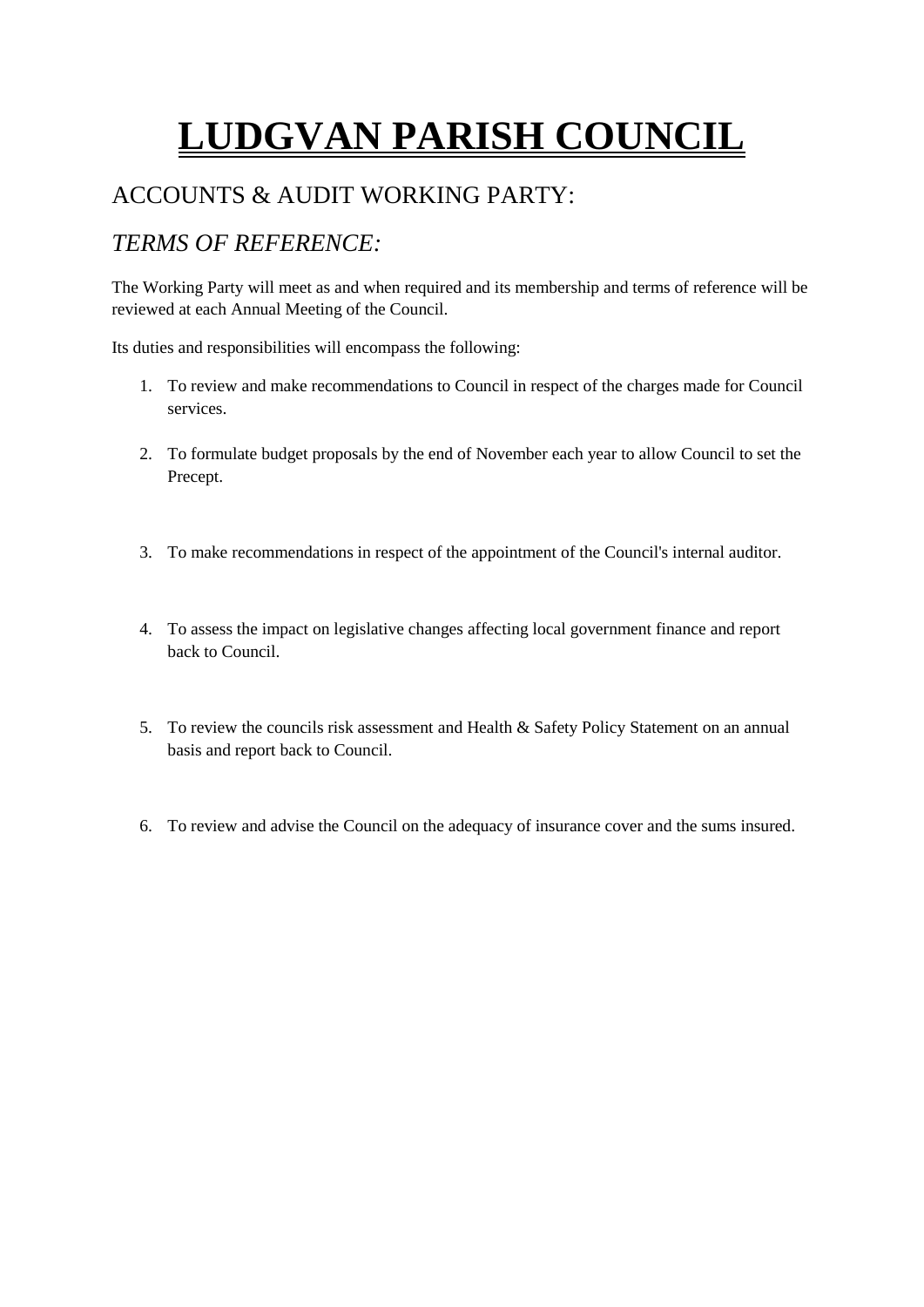# LUDGVAN PARISH COUNCIL

## ACCOUNTS & AUDIT WORKING PARTY:

## *TERMS OF REFERENCE:*

The Working Party will meet as and when required and its membership and terms of reference will be reviewed at each Annual Meeting of the Council.

Its duties and responsibilities will encompass the following:

1. To review and make recommendations to Council in respect of the charges made for Council services.
2. To formulate budget proposals by the end of November each year to allow Council to set the Precept.
3. To make recommendations in respect of the appointment of the Council's internal auditor.
4. To assess the impact on legislative changes affecting local government finance and report back to Council.
5. To review the councils risk assessment and Health & Safety Policy Statement on an annual basis and report back to Council.
6. To review and advise the Council on the adequacy of insurance cover and the sums insured.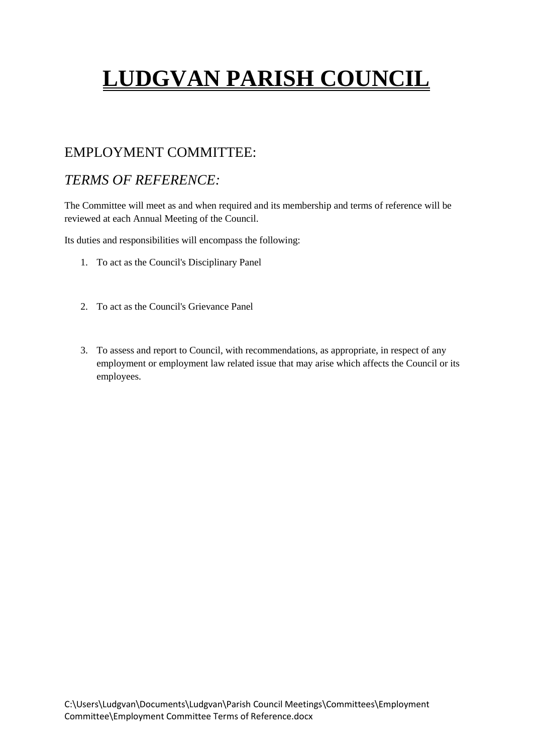# LUDGVAN PARISH COUNCIL

## EMPLOYMENT COMMITTEE:

## *TERMS OF REFERENCE:*

The Committee will meet as and when required and its membership and terms of reference will be reviewed at each Annual Meeting of the Council.

Its duties and responsibilities will encompass the following:

1. To act as the Council's Disciplinary Panel

2. To act as the Council's Grievance Panel

3. To assess and report to Council, with recommendations, as appropriate, in respect of any employment or employment law related issue that may arise which affects the Council or its employees.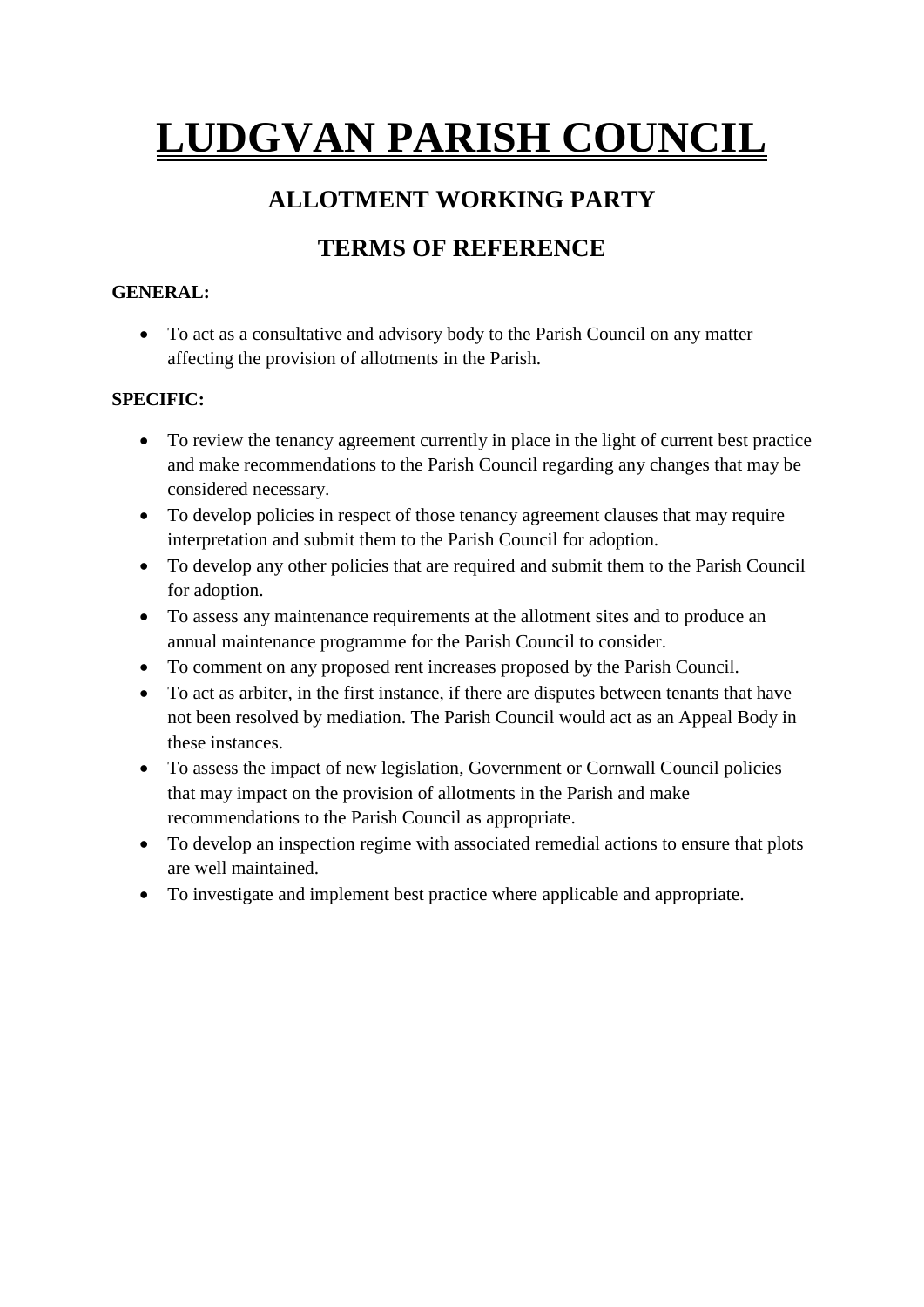# LUDGVAN PARISH COUNCIL

## ALLOTMENT WORKING PARTY

## TERMS OF REFERENCE

**GENERAL:**

- To act as a consultative and advisory body to the Parish Council on any matter affecting the provision of allotments in the Parish.

**SPECIFIC:**

- To review the tenancy agreement currently in place in the light of current best practice and make recommendations to the Parish Council regarding any changes that may be considered necessary.
- To develop policies in respect of those tenancy agreement clauses that may require interpretation and submit them to the Parish Council for adoption.
- To develop any other policies that are required and submit them to the Parish Council for adoption.
- To assess any maintenance requirements at the allotment sites and to produce an annual maintenance programme for the Parish Council to consider.
- To comment on any proposed rent increases proposed by the Parish Council.
- To act as arbiter, in the first instance, if there are disputes between tenants that have not been resolved by mediation. The Parish Council would act as an Appeal Body in these instances.
- To assess the impact of new legislation, Government or Cornwall Council policies that may impact on the provision of allotments in the Parish and make recommendations to the Parish Council as appropriate.
- To develop an inspection regime with associated remedial actions to ensure that plots are well maintained.
- To investigate and implement best practice where applicable and appropriate.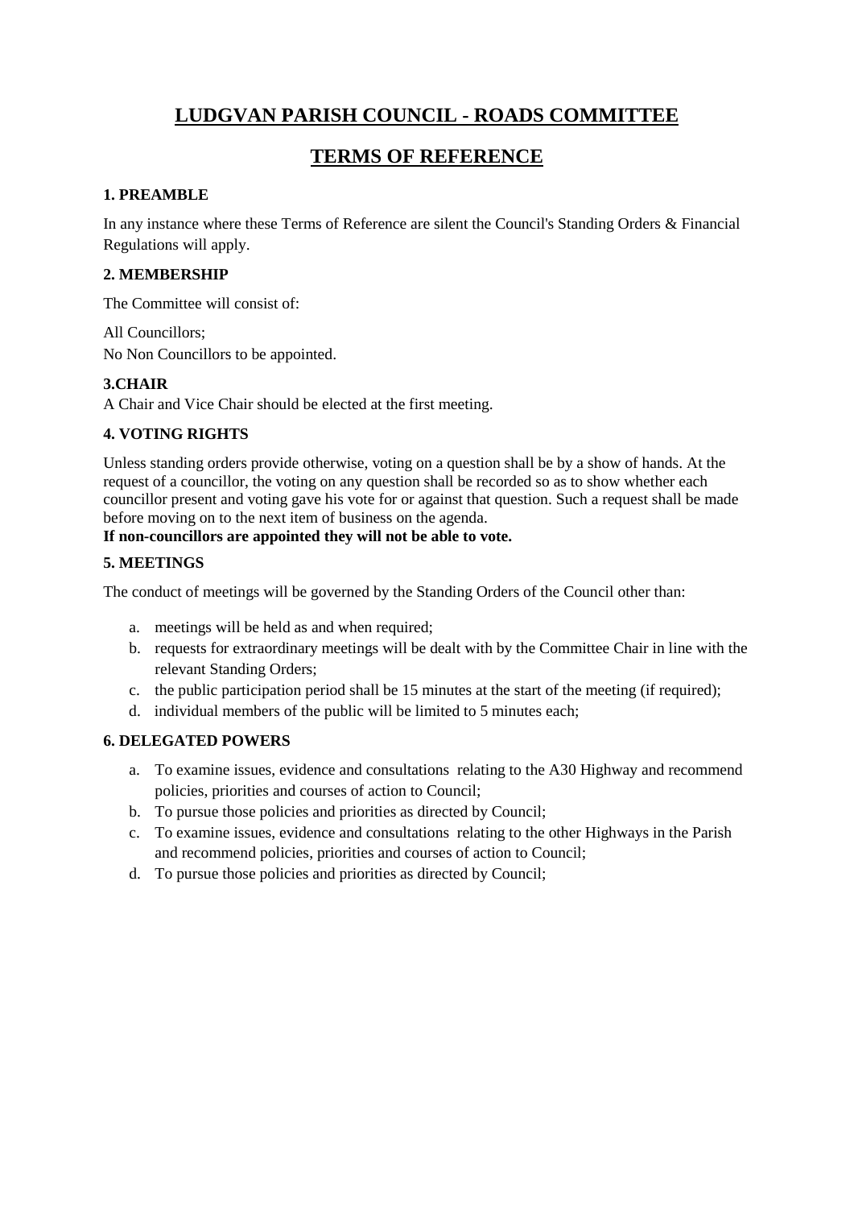# LUDGVAN PARISH COUNCIL - ROADS COMMITTEE

# TERMS OF REFERENCE

### 1. PREAMBLE

In any instance where these Terms of Reference are silent the Council's Standing Orders & Financial Regulations will apply.

### 2. MEMBERSHIP

The Committee will consist of:

All Councillors;
No Non Councillors to be appointed.

### 3.CHAIR

A Chair and Vice Chair should be elected at the first meeting.

### 4. VOTING RIGHTS

Unless standing orders provide otherwise, voting on a question shall be by a show of hands. At the request of a councillor, the voting on any question shall be recorded so as to show whether each councillor present and voting gave his vote for or against that question. Such a request shall be made before moving on to the next item of business on the agenda.
**If non-councillors are appointed they will not be able to vote.**

### 5. MEETINGS

The conduct of meetings will be governed by the Standing Orders of the Council other than:

a. meetings will be held as and when required;
b. requests for extraordinary meetings will be dealt with by the Committee Chair in line with the relevant Standing Orders;
c. the public participation period shall be 15 minutes at the start of the meeting (if required);
d. individual members of the public will be limited to 5 minutes each;

### 6. DELEGATED POWERS

a. To examine issues, evidence and consultations relating to the A30 Highway and recommend policies, priorities and courses of action to Council;
b. To pursue those policies and priorities as directed by Council;
c. To examine issues, evidence and consultations relating to the other Highways in the Parish and recommend policies, priorities and courses of action to Council;
d. To pursue those policies and priorities as directed by Council;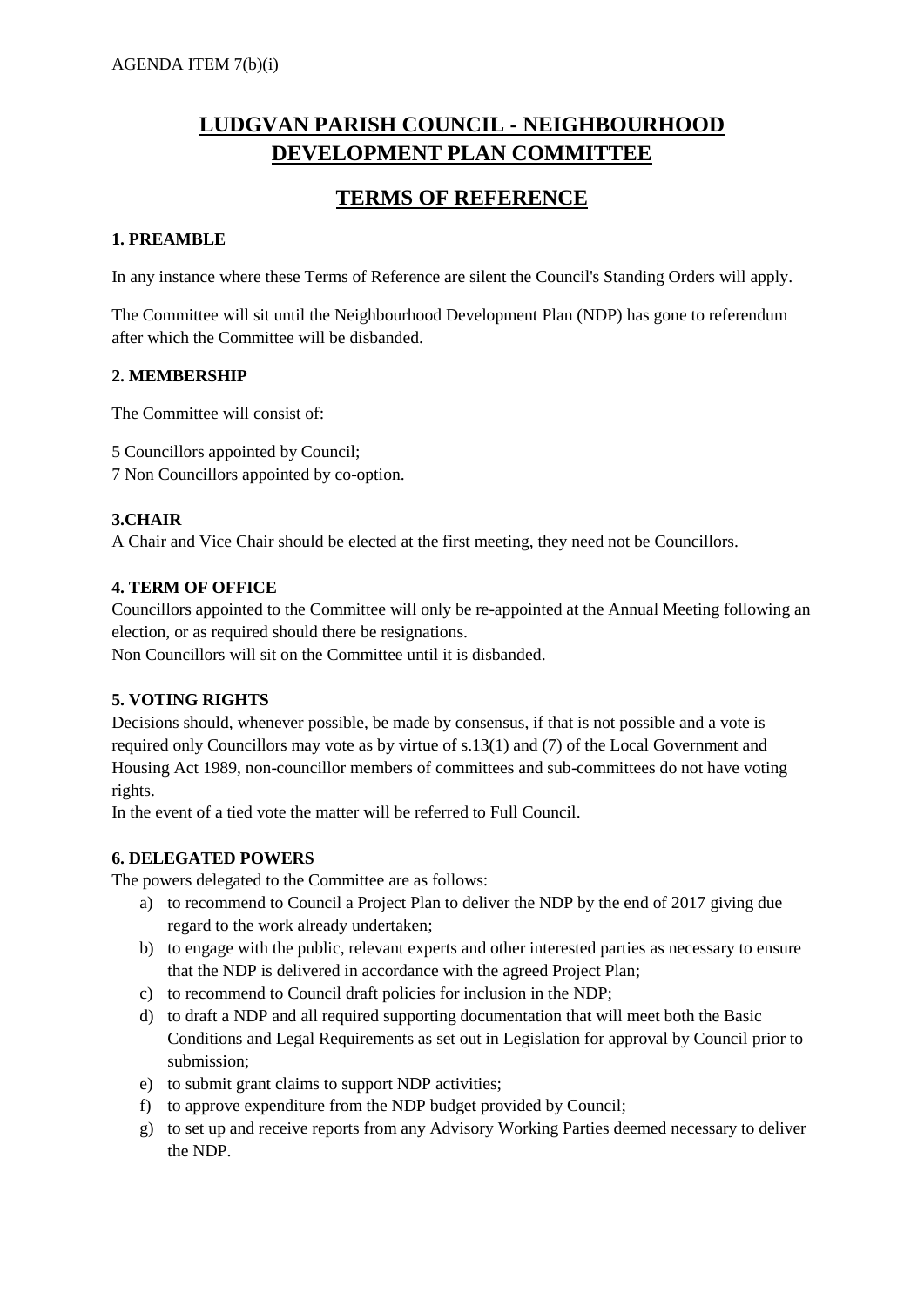AGENDA ITEM 7(b)(i)

# LUDGVAN PARISH COUNCIL - NEIGHBOURHOOD DEVELOPMENT PLAN COMMITTEE

## TERMS OF REFERENCE

### 1. PREAMBLE

In any instance where these Terms of Reference are silent the Council's Standing Orders will apply.

The Committee will sit until the Neighbourhood Development Plan (NDP) has gone to referendum after which the Committee will be disbanded.

### 2. MEMBERSHIP

The Committee will consist of:

5 Councillors appointed by Council;
7 Non Councillors appointed by co-option.

### 3.CHAIR

A Chair and Vice Chair should be elected at the first meeting, they need not be Councillors.

### 4. TERM OF OFFICE

Councillors appointed to the Committee will only be re-appointed at the Annual Meeting following an election, or as required should there be resignations.
Non Councillors will sit on the Committee until it is disbanded.

### 5. VOTING RIGHTS

Decisions should, whenever possible, be made by consensus, if that is not possible and a vote is required only Councillors may vote as by virtue of s.13(1) and (7) of the Local Government and Housing Act 1989, non-councillor members of committees and sub-committees do not have voting rights.
In the event of a tied vote the matter will be referred to Full Council.

### 6. DELEGATED POWERS

The powers delegated to the Committee are as follows:

a) to recommend to Council a Project Plan to deliver the NDP by the end of 2017 giving due regard to the work already undertaken;
b) to engage with the public, relevant experts and other interested parties as necessary to ensure that the NDP is delivered in accordance with the agreed Project Plan;
c) to recommend to Council draft policies for inclusion in the NDP;
d) to draft a NDP and all required supporting documentation that will meet both the Basic Conditions and Legal Requirements as set out in Legislation for approval by Council prior to submission;
e) to submit grant claims to support NDP activities;
f) to approve expenditure from the NDP budget provided by Council;
g) to set up and receive reports from any Advisory Working Parties deemed necessary to deliver the NDP.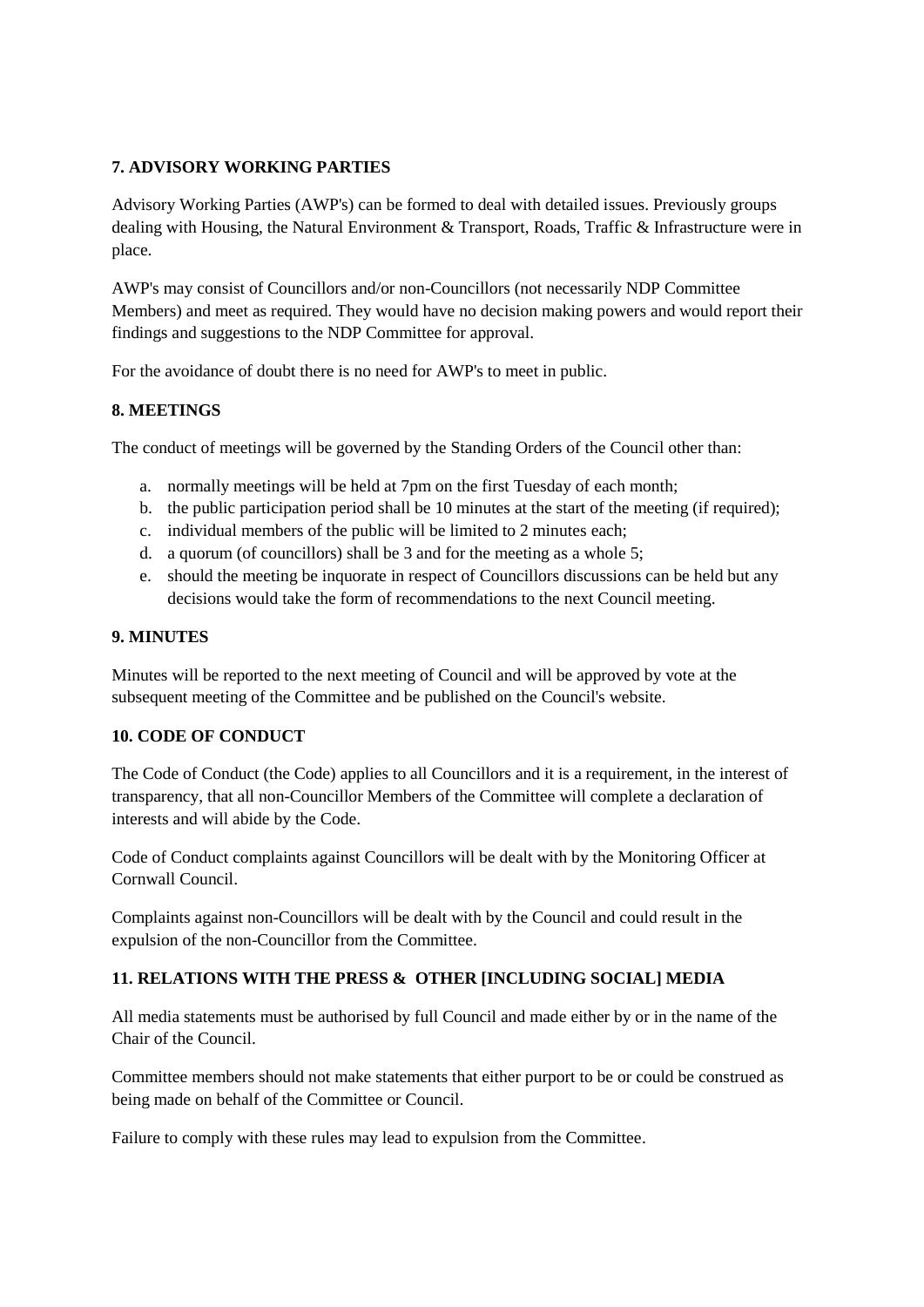### 7. ADVISORY WORKING PARTIES

Advisory Working Parties (AWP's) can be formed to deal with detailed issues. Previously groups dealing with Housing, the Natural Environment & Transport, Roads, Traffic & Infrastructure were in place.

AWP's may consist of Councillors and/or non-Councillors (not necessarily NDP Committee Members) and meet as required. They would have no decision making powers and would report their findings and suggestions to the NDP Committee for approval.

For the avoidance of doubt there is no need for AWP's to meet in public.

### 8. MEETINGS

The conduct of meetings will be governed by the Standing Orders of the Council other than:

a. normally meetings will be held at 7pm on the first Tuesday of each month;
b. the public participation period shall be 10 minutes at the start of the meeting (if required);
c. individual members of the public will be limited to 2 minutes each;
d. a quorum (of councillors) shall be 3 and for the meeting as a whole 5;
e. should the meeting be inquorate in respect of Councillors discussions can be held but any decisions would take the form of recommendations to the next Council meeting.

### 9. MINUTES

Minutes will be reported to the next meeting of Council and will be approved by vote at the subsequent meeting of the Committee and be published on the Council's website.

### 10. CODE OF CONDUCT

The Code of Conduct (the Code) applies to all Councillors and it is a requirement, in the interest of transparency, that all non-Councillor Members of the Committee will complete a declaration of interests and will abide by the Code.

Code of Conduct complaints against Councillors will be dealt with by the Monitoring Officer at Cornwall Council.

Complaints against non-Councillors will be dealt with by the Council and could result in the expulsion of the non-Councillor from the Committee.

### 11. RELATIONS WITH THE PRESS & OTHER [INCLUDING SOCIAL] MEDIA

All media statements must be authorised by full Council and made either by or in the name of the Chair of the Council.

Committee members should not make statements that either purport to be or could be construed as being made on behalf of the Committee or Council.

Failure to comply with these rules may lead to expulsion from the Committee.